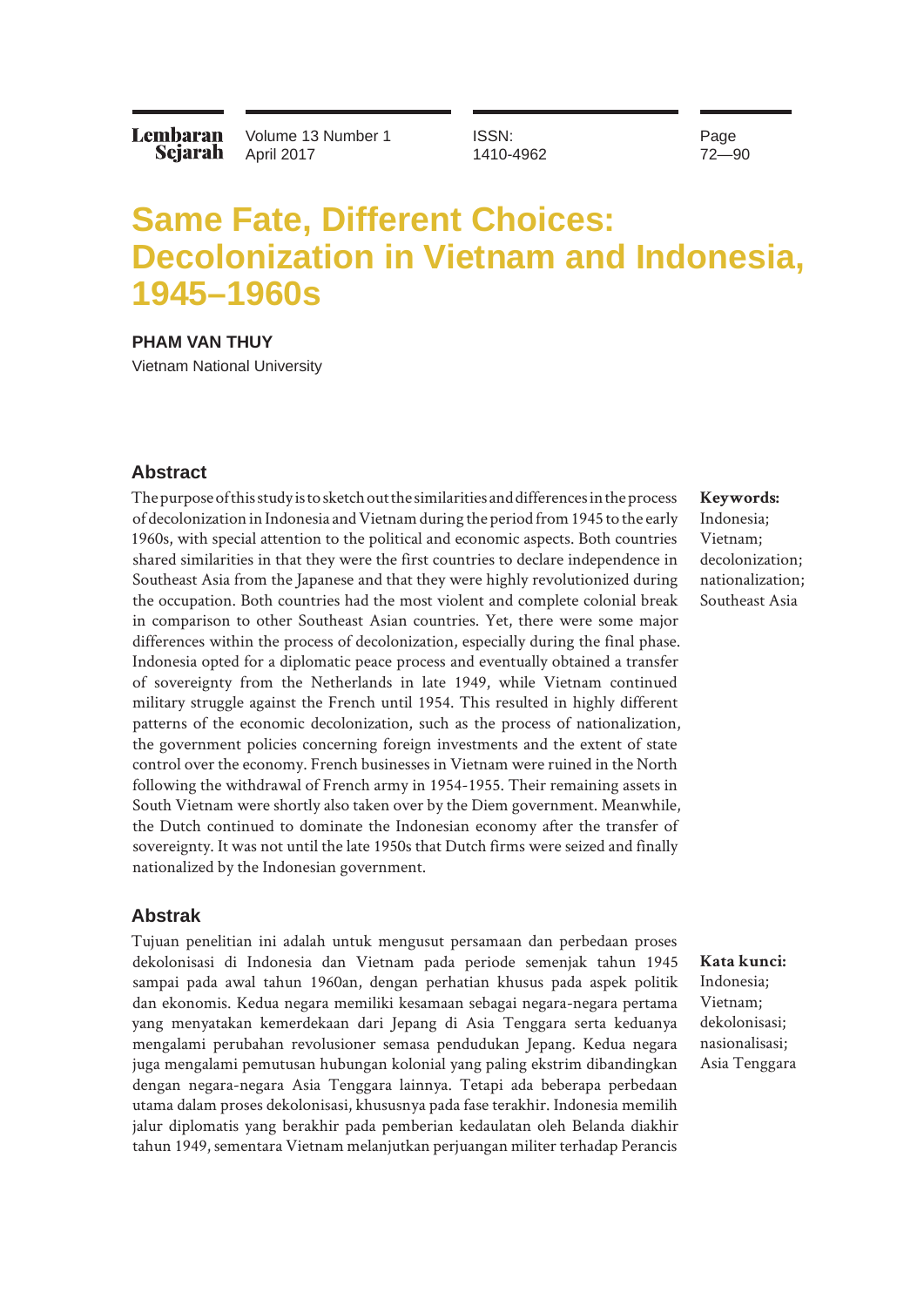# Same Fate, Different Choices: Decolonization in Vietnam and Indonesia, 1945–1960s

**PHAM VAN THUY**

Vietnam National University

## Abstract

The purpose of this study is to sketch out the similarities and differences in the process of decolonization in Indonesia and Vietnam during the period from 1945 to the early 1960s, with special attention to the political and economic aspects. Both countries shared similarities in that they were the first countries to declare independence in Southeast Asia from the Japanese and that they were highly revolutionized during the occupation. Both countries had the most violent and complete colonial break in comparison to other Southeast Asian countries. Yet, there were some major differences within the process of decolonization, especially during the final phase. Indonesia opted for a diplomatic peace process and eventually obtained a transfer of sovereignty from the Netherlands in late 1949, while Vietnam continued military struggle against the French until 1954. This resulted in highly different patterns of the economic decolonization, such as the process of nationalization, the government policies concerning foreign investments and the extent of state control over the economy. French businesses in Vietnam were ruined in the North following the withdrawal of French army in 1954-1955. Their remaining assets in South Vietnam were shortly also taken over by the Diem government. Meanwhile, the Dutch continued to dominate the Indonesian economy after the transfer of sovereignty. It was not until the late 1950s that Dutch firms were seized and finally nationalized by the Indonesian government.

**Keywords:** Indonesia; Vietnam; decolonization; nationalization; Southeast Asia

## Abstrak

Tujuan penelitian ini adalah untuk mengusut persamaan dan perbedaan proses dekolonisasi di Indonesia dan Vietnam pada periode semenjak tahun 1945 sampai pada awal tahun 1960an, dengan perhatian khusus pada aspek politik dan ekonomis. Kedua negara memiliki kesamaan sebagai negara-negara pertama yang menyatakan kemerdekaan dari Jepang di Asia Tenggara serta keduanya mengalami perubahan revolusioner semasa pendudukan Jepang. Kedua negara juga mengalami pemutusan hubungan kolonial yang paling ekstrim dibandingkan dengan negara-negara Asia Tenggara lainnya. Tetapi ada beberapa perbedaan utama dalam proses dekolonisasi, khususnya pada fase terakhir. Indonesia memilih jalur diplomatis yang berakhir pada pemberian kedaulatan oleh Belanda diakhir tahun 1949, sementara Vietnam melanjutkan perjuangan militer terhadap Perancis

**Kata kunci:** Indonesia; Vietnam; dekolonisasi; nasionalisasi; Asia Tenggara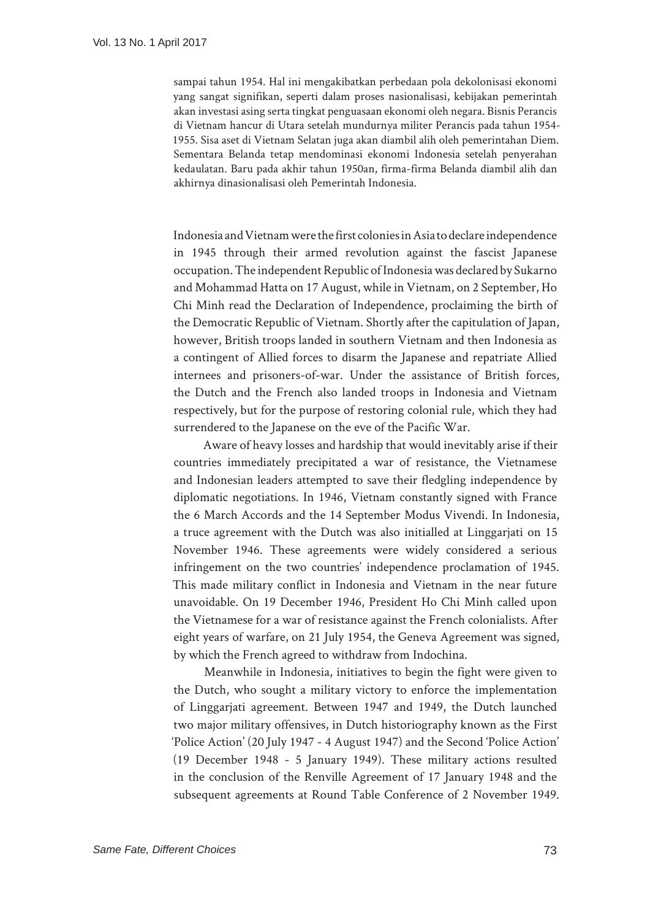sampai tahun 1954. Hal ini mengakibatkan perbedaan pola dekolonisasi ekonomi yang sangat signifikan, seperti dalam proses nasionalisasi, kebijakan pemerintah akan investasi asing serta tingkat penguasaan ekonomi oleh negara. Bisnis Perancis di Vietnam hancur di Utara setelah mundurnya militer Perancis pada tahun 1954-1955. Sisa aset di Vietnam Selatan juga akan diambil alih oleh pemerintahan Diem. Sementara Belanda tetap mendominasi ekonomi Indonesia setelah penyerahan kedaulatan. Baru pada akhir tahun 1950an, firma-firma Belanda diambil alih dan akhirnya dinasionalisasi oleh Pemerintah Indonesia.

Indonesia and Vietnam were the first colonies in Asia to declare independence in 1945 through their armed revolution against the fascist Japanese occupation. The independent Republic of Indonesia was declared by Sukarno and Mohammad Hatta on 17 August, while in Vietnam, on 2 September, Ho Chi Minh read the Declaration of Independence, proclaiming the birth of the Democratic Republic of Vietnam. Shortly after the capitulation of Japan, however, British troops landed in southern Vietnam and then Indonesia as a contingent of Allied forces to disarm the Japanese and repatriate Allied internees and prisoners-of-war. Under the assistance of British forces, the Dutch and the French also landed troops in Indonesia and Vietnam respectively, but for the purpose of restoring colonial rule, which they had surrendered to the Japanese on the eve of the Pacific War.

Aware of heavy losses and hardship that would inevitably arise if their countries immediately precipitated a war of resistance, the Vietnamese and Indonesian leaders attempted to save their fledgling independence by diplomatic negotiations. In 1946, Vietnam constantly signed with France the 6 March Accords and the 14 September Modus Vivendi. In Indonesia, a truce agreement with the Dutch was also initialled at Linggarjati on 15 November 1946. These agreements were widely considered a serious infringement on the two countries' independence proclamation of 1945. This made military conflict in Indonesia and Vietnam in the near future unavoidable. On 19 December 1946, President Ho Chi Minh called upon the Vietnamese for a war of resistance against the French colonialists. After eight years of warfare, on 21 July 1954, the Geneva Agreement was signed, by which the French agreed to withdraw from Indochina.

Meanwhile in Indonesia, initiatives to begin the fight were given to the Dutch, who sought a military victory to enforce the implementation of Linggarjati agreement. Between 1947 and 1949, the Dutch launched two major military offensives, in Dutch historiography known as the First 'Police Action' (20 July 1947 - 4 August 1947) and the Second 'Police Action' (19 December 1948 - 5 January 1949). These military actions resulted in the conclusion of the Renville Agreement of 17 January 1948 and the subsequent agreements at Round Table Conference of 2 November 1949.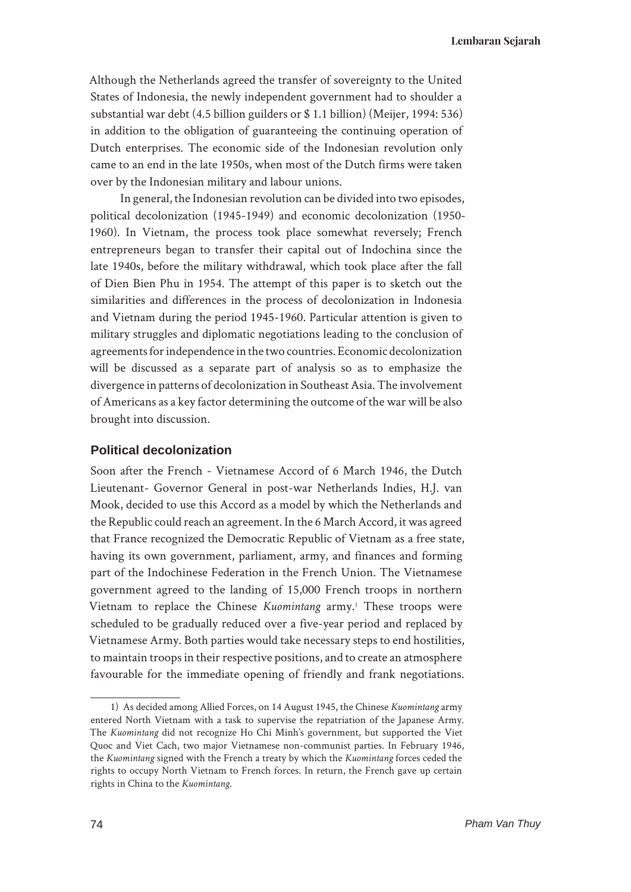Although the Netherlands agreed the transfer of sovereignty to the United States of Indonesia, the newly independent government had to shoulder a substantial war debt (4.5 billion guilders or $ 1.1 billion) (Meijer, 1994: 536) in addition to the obligation of guaranteeing the continuing operation of Dutch enterprises. The economic side of the Indonesian revolution only came to an end in the late 1950s, when most of the Dutch firms were taken over by the Indonesian military and labour unions.

In general, the Indonesian revolution can be divided into two episodes, political decolonization (1945-1949) and economic decolonization (1950-1960). In Vietnam, the process took place somewhat reversely; French entrepreneurs began to transfer their capital out of Indochina since the late 1940s, before the military withdrawal, which took place after the fall of Dien Bien Phu in 1954. The attempt of this paper is to sketch out the similarities and differences in the process of decolonization in Indonesia and Vietnam during the period 1945-1960. Particular attention is given to military struggles and diplomatic negotiations leading to the conclusion of agreements for independence in the two countries. Economic decolonization will be discussed as a separate part of analysis so as to emphasize the divergence in patterns of decolonization in Southeast Asia. The involvement of Americans as a key factor determining the outcome of the war will be also brought into discussion.

## Political decolonization

Soon after the French - Vietnamese Accord of 6 March 1946, the Dutch Lieutenant- Governor General in post-war Netherlands Indies, H.J. van Mook, decided to use this Accord as a model by which the Netherlands and the Republic could reach an agreement. In the 6 March Accord, it was agreed that France recognized the Democratic Republic of Vietnam as a free state, having its own government, parliament, army, and finances and forming part of the Indochinese Federation in the French Union. The Vietnamese government agreed to the landing of 15,000 French troops in northern Vietnam to replace the Chinese *Kuomintang* army.[1] These troops were scheduled to be gradually reduced over a five-year period and replaced by Vietnamese Army. Both parties would take necessary steps to end hostilities, to maintain troops in their respective positions, and to create an atmosphere favourable for the immediate opening of friendly and frank negotiations.

---

1) As decided among Allied Forces, on 14 August 1945, the Chinese *Kuomintang* army entered North Vietnam with a task to supervise the repatriation of the Japanese Army. The *Kuomintang* did not recognize Ho Chi Minh's government, but supported the Viet Quoc and Viet Cach, two major Vietnamese non-communist parties. In February 1946, the *Kuomintang* signed with the French a treaty by which the *Kuomintang* forces ceded the rights to occupy North Vietnam to French forces. In return, the French gave up certain rights in China to the *Kuomintang*.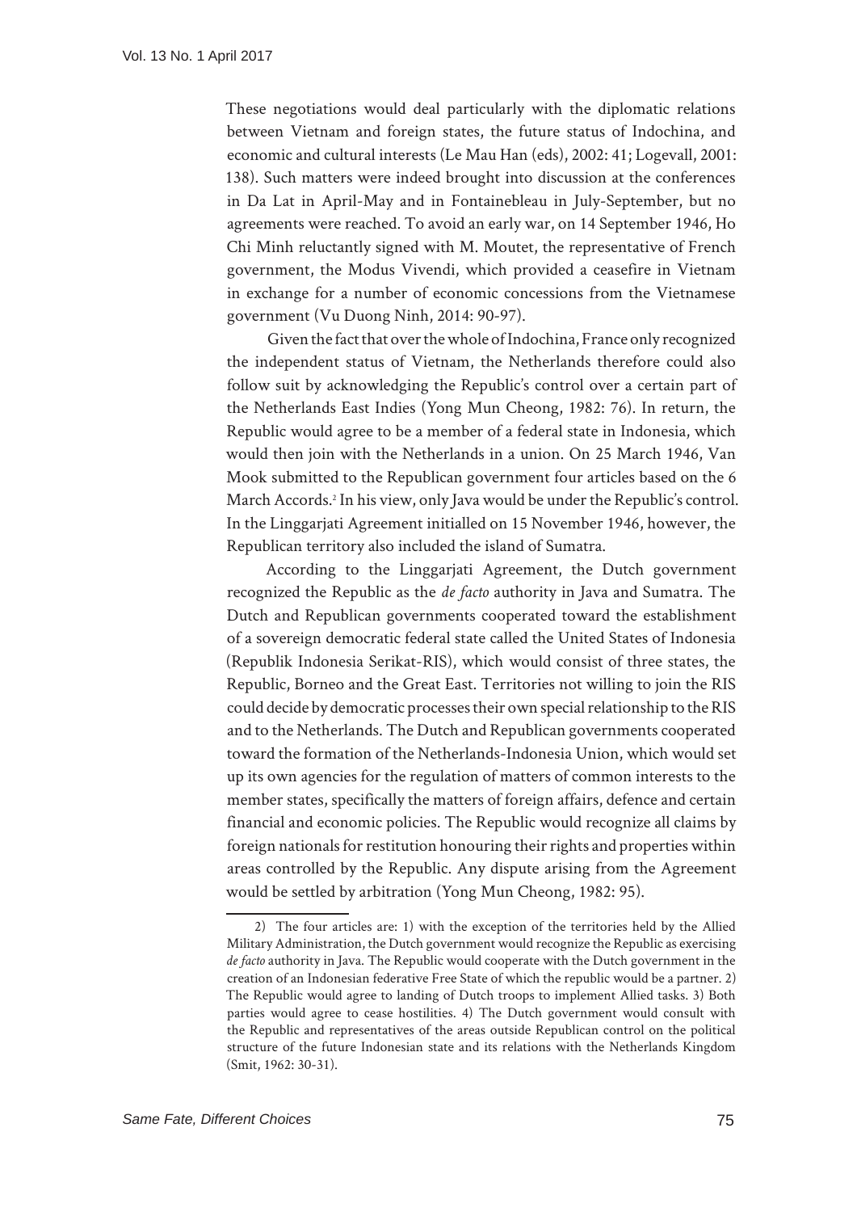These negotiations would deal particularly with the diplomatic relations between Vietnam and foreign states, the future status of Indochina, and economic and cultural interests (Le Mau Han (eds), 2002: 41; Logevall, 2001: 138). Such matters were indeed brought into discussion at the conferences in Da Lat in April-May and in Fontainebleau in July-September, but no agreements were reached. To avoid an early war, on 14 September 1946, Ho Chi Minh reluctantly signed with M. Moutet, the representative of French government, the Modus Vivendi, which provided a ceasefire in Vietnam in exchange for a number of economic concessions from the Vietnamese government (Vu Duong Ninh, 2014: 90-97).

Given the fact that over the whole of Indochina, France only recognized the independent status of Vietnam, the Netherlands therefore could also follow suit by acknowledging the Republic's control over a certain part of the Netherlands East Indies (Yong Mun Cheong, 1982: 76). In return, the Republic would agree to be a member of a federal state in Indonesia, which would then join with the Netherlands in a union. On 25 March 1946, Van Mook submitted to the Republican government four articles based on the 6 March Accords.[2] In his view, only Java would be under the Republic's control. In the Linggarjati Agreement initialled on 15 November 1946, however, the Republican territory also included the island of Sumatra.

According to the Linggarjati Agreement, the Dutch government recognized the Republic as the *de facto* authority in Java and Sumatra. The Dutch and Republican governments cooperated toward the establishment of a sovereign democratic federal state called the United States of Indonesia (Republik Indonesia Serikat-RIS), which would consist of three states, the Republic, Borneo and the Great East. Territories not willing to join the RIS could decide by democratic processes their own special relationship to the RIS and to the Netherlands. The Dutch and Republican governments cooperated toward the formation of the Netherlands-Indonesia Union, which would set up its own agencies for the regulation of matters of common interests to the member states, specifically the matters of foreign affairs, defence and certain financial and economic policies. The Republic would recognize all claims by foreign nationals for restitution honouring their rights and properties within areas controlled by the Republic. Any dispute arising from the Agreement would be settled by arbitration (Yong Mun Cheong, 1982: 95).

2) The four articles are: 1) with the exception of the territories held by the Allied Military Administration, the Dutch government would recognize the Republic as exercising *de facto* authority in Java. The Republic would cooperate with the Dutch government in the creation of an Indonesian federative Free State of which the republic would be a partner. 2) The Republic would agree to landing of Dutch troops to implement Allied tasks. 3) Both parties would agree to cease hostilities. 4) The Dutch government would consult with the Republic and representatives of the areas outside Republican control on the political structure of the future Indonesian state and its relations with the Netherlands Kingdom (Smit, 1962: 30-31).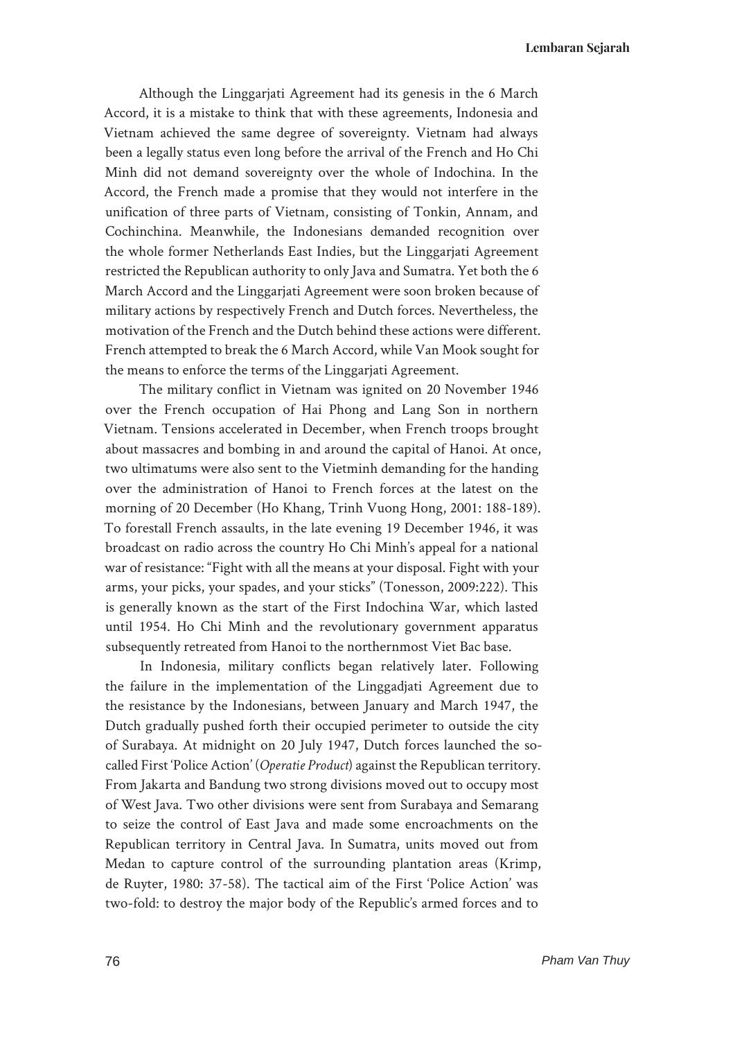Although the Linggarjati Agreement had its genesis in the 6 March Accord, it is a mistake to think that with these agreements, Indonesia and Vietnam achieved the same degree of sovereignty. Vietnam had always been a legally status even long before the arrival of the French and Ho Chi Minh did not demand sovereignty over the whole of Indochina. In the Accord, the French made a promise that they would not interfere in the unification of three parts of Vietnam, consisting of Tonkin, Annam, and Cochinchina. Meanwhile, the Indonesians demanded recognition over the whole former Netherlands East Indies, but the Linggarjati Agreement restricted the Republican authority to only Java and Sumatra. Yet both the 6 March Accord and the Linggarjati Agreement were soon broken because of military actions by respectively French and Dutch forces. Nevertheless, the motivation of the French and the Dutch behind these actions were different. French attempted to break the 6 March Accord, while Van Mook sought for the means to enforce the terms of the Linggarjati Agreement.

The military conflict in Vietnam was ignited on 20 November 1946 over the French occupation of Hai Phong and Lang Son in northern Vietnam. Tensions accelerated in December, when French troops brought about massacres and bombing in and around the capital of Hanoi. At once, two ultimatums were also sent to the Vietminh demanding for the handing over the administration of Hanoi to French forces at the latest on the morning of 20 December (Ho Khang, Trinh Vuong Hong, 2001: 188-189). To forestall French assaults, in the late evening 19 December 1946, it was broadcast on radio across the country Ho Chi Minh's appeal for a national war of resistance: "Fight with all the means at your disposal. Fight with your arms, your picks, your spades, and your sticks" (Tonesson, 2009:222). This is generally known as the start of the First Indochina War, which lasted until 1954. Ho Chi Minh and the revolutionary government apparatus subsequently retreated from Hanoi to the northernmost Viet Bac base.

In Indonesia, military conflicts began relatively later. Following the failure in the implementation of the Linggadjati Agreement due to the resistance by the Indonesians, between January and March 1947, the Dutch gradually pushed forth their occupied perimeter to outside the city of Surabaya. At midnight on 20 July 1947, Dutch forces launched the so-called First 'Police Action' (*Operatie Product*) against the Republican territory. From Jakarta and Bandung two strong divisions moved out to occupy most of West Java. Two other divisions were sent from Surabaya and Semarang to seize the control of East Java and made some encroachments on the Republican territory in Central Java. In Sumatra, units moved out from Medan to capture control of the surrounding plantation areas (Krimp, de Ruyter, 1980: 37-58). The tactical aim of the First 'Police Action' was two-fold: to destroy the major body of the Republic's armed forces and to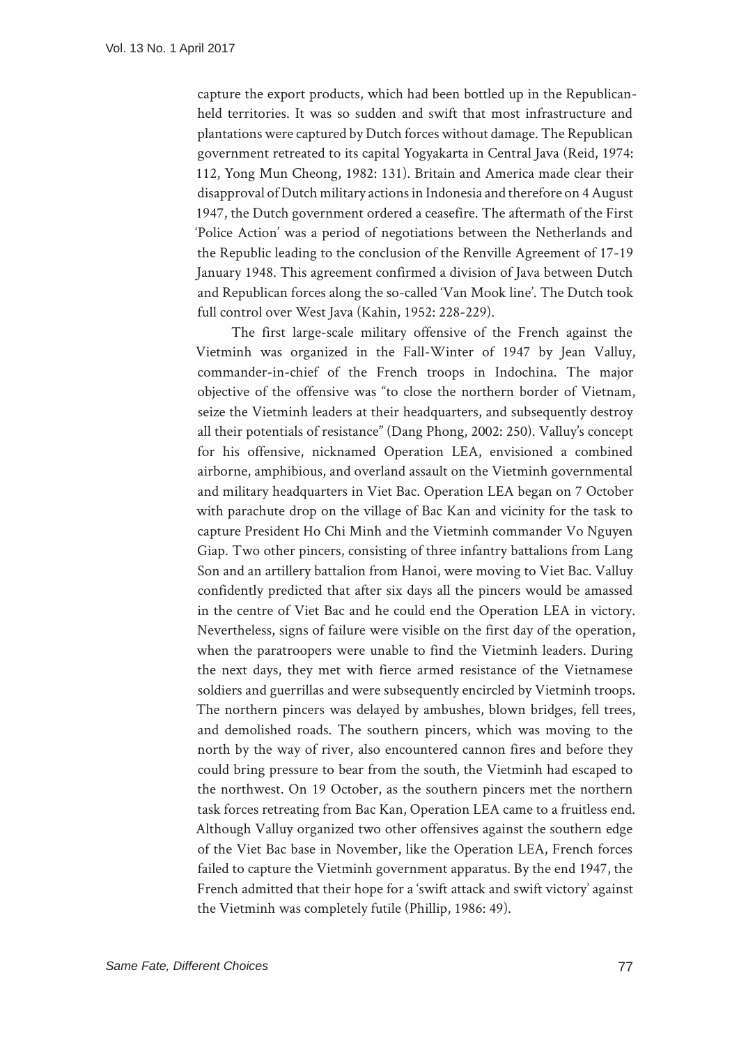capture the export products, which had been bottled up in the Republican-held territories. It was so sudden and swift that most infrastructure and plantations were captured by Dutch forces without damage. The Republican government retreated to its capital Yogyakarta in Central Java (Reid, 1974: 112, Yong Mun Cheong, 1982: 131). Britain and America made clear their disapproval of Dutch military actions in Indonesia and therefore on 4 August 1947, the Dutch government ordered a ceasefire. The aftermath of the First 'Police Action' was a period of negotiations between the Netherlands and the Republic leading to the conclusion of the Renville Agreement of 17-19 January 1948. This agreement confirmed a division of Java between Dutch and Republican forces along the so-called 'Van Mook line'. The Dutch took full control over West Java (Kahin, 1952: 228-229).

The first large-scale military offensive of the French against the Vietminh was organized in the Fall-Winter of 1947 by Jean Valluy, commander-in-chief of the French troops in Indochina. The major objective of the offensive was "to close the northern border of Vietnam, seize the Vietminh leaders at their headquarters, and subsequently destroy all their potentials of resistance" (Dang Phong, 2002: 250). Valluy's concept for his offensive, nicknamed Operation LEA, envisioned a combined airborne, amphibious, and overland assault on the Vietminh governmental and military headquarters in Viet Bac. Operation LEA began on 7 October with parachute drop on the village of Bac Kan and vicinity for the task to capture President Ho Chi Minh and the Vietminh commander Vo Nguyen Giap. Two other pincers, consisting of three infantry battalions from Lang Son and an artillery battalion from Hanoi, were moving to Viet Bac. Valluy confidently predicted that after six days all the pincers would be amassed in the centre of Viet Bac and he could end the Operation LEA in victory. Nevertheless, signs of failure were visible on the first day of the operation, when the paratroopers were unable to find the Vietminh leaders. During the next days, they met with fierce armed resistance of the Vietnamese soldiers and guerrillas and were subsequently encircled by Vietminh troops. The northern pincers was delayed by ambushes, blown bridges, fell trees, and demolished roads. The southern pincers, which was moving to the north by the way of river, also encountered cannon fires and before they could bring pressure to bear from the south, the Vietminh had escaped to the northwest. On 19 October, as the southern pincers met the northern task forces retreating from Bac Kan, Operation LEA came to a fruitless end. Although Valluy organized two other offensives against the southern edge of the Viet Bac base in November, like the Operation LEA, French forces failed to capture the Vietminh government apparatus. By the end 1947, the French admitted that their hope for a 'swift attack and swift victory' against the Vietminh was completely futile (Phillip, 1986: 49).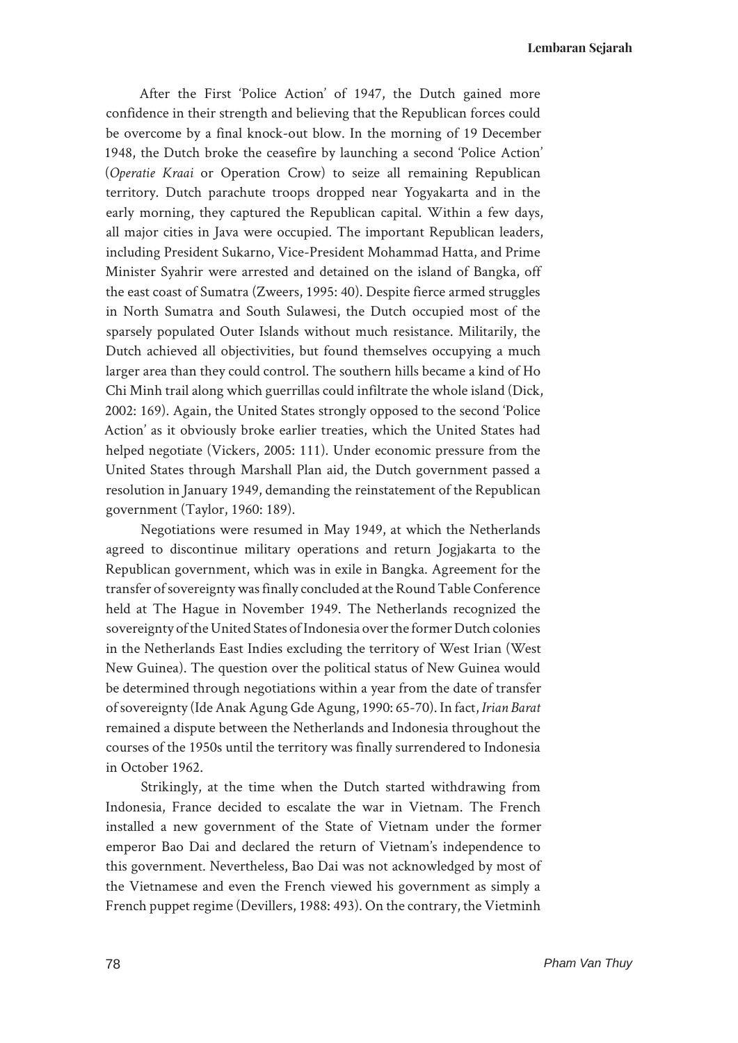After the First 'Police Action' of 1947, the Dutch gained more confidence in their strength and believing that the Republican forces could be overcome by a final knock-out blow. In the morning of 19 December 1948, the Dutch broke the ceasefire by launching a second 'Police Action' (*Operatie Kraai* or Operation Crow) to seize all remaining Republican territory. Dutch parachute troops dropped near Yogyakarta and in the early morning, they captured the Republican capital. Within a few days, all major cities in Java were occupied. The important Republican leaders, including President Sukarno, Vice-President Mohammad Hatta, and Prime Minister Syahrir were arrested and detained on the island of Bangka, off the east coast of Sumatra (Zweers, 1995: 40). Despite fierce armed struggles in North Sumatra and South Sulawesi, the Dutch occupied most of the sparsely populated Outer Islands without much resistance. Militarily, the Dutch achieved all objectivities, but found themselves occupying a much larger area than they could control. The southern hills became a kind of Ho Chi Minh trail along which guerrillas could infiltrate the whole island (Dick, 2002: 169). Again, the United States strongly opposed to the second 'Police Action' as it obviously broke earlier treaties, which the United States had helped negotiate (Vickers, 2005: 111). Under economic pressure from the United States through Marshall Plan aid, the Dutch government passed a resolution in January 1949, demanding the reinstatement of the Republican government (Taylor, 1960: 189).

Negotiations were resumed in May 1949, at which the Netherlands agreed to discontinue military operations and return Jogjakarta to the Republican government, which was in exile in Bangka. Agreement for the transfer of sovereignty was finally concluded at the Round Table Conference held at The Hague in November 1949. The Netherlands recognized the sovereignty of the United States of Indonesia over the former Dutch colonies in the Netherlands East Indies excluding the territory of West Irian (West New Guinea). The question over the political status of New Guinea would be determined through negotiations within a year from the date of transfer of sovereignty (Ide Anak Agung Gde Agung, 1990: 65-70). In fact, *Irian Barat* remained a dispute between the Netherlands and Indonesia throughout the courses of the 1950s until the territory was finally surrendered to Indonesia in October 1962.

Strikingly, at the time when the Dutch started withdrawing from Indonesia, France decided to escalate the war in Vietnam. The French installed a new government of the State of Vietnam under the former emperor Bao Dai and declared the return of Vietnam's independence to this government. Nevertheless, Bao Dai was not acknowledged by most of the Vietnamese and even the French viewed his government as simply a French puppet regime (Devillers, 1988: 493). On the contrary, the Vietminh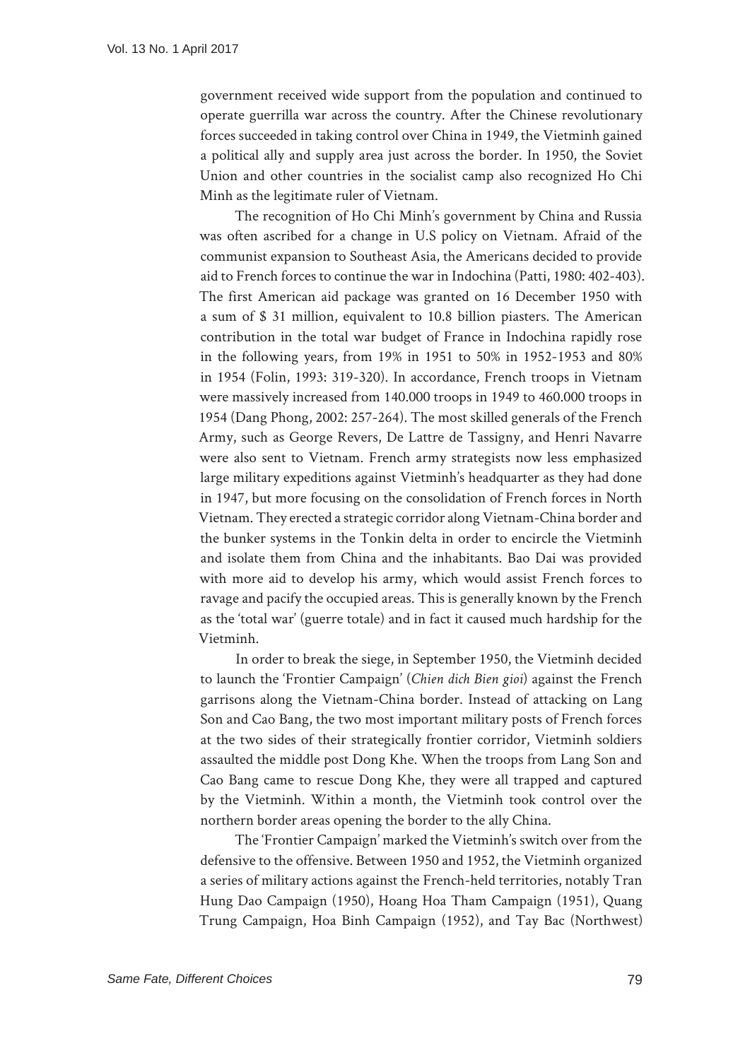government received wide support from the population and continued to operate guerrilla war across the country. After the Chinese revolutionary forces succeeded in taking control over China in 1949, the Vietminh gained a political ally and supply area just across the border. In 1950, the Soviet Union and other countries in the socialist camp also recognized Ho Chi Minh as the legitimate ruler of Vietnam.

The recognition of Ho Chi Minh's government by China and Russia was often ascribed for a change in U.S policy on Vietnam. Afraid of the communist expansion to Southeast Asia, the Americans decided to provide aid to French forces to continue the war in Indochina (Patti, 1980: 402-403). The first American aid package was granted on 16 December 1950 with a sum of $ 31 million, equivalent to 10.8 billion piasters. The American contribution in the total war budget of France in Indochina rapidly rose in the following years, from 19% in 1951 to 50% in 1952-1953 and 80% in 1954 (Folin, 1993: 319-320). In accordance, French troops in Vietnam were massively increased from 140.000 troops in 1949 to 460.000 troops in 1954 (Dang Phong, 2002: 257-264). The most skilled generals of the French Army, such as George Revers, De Lattre de Tassigny, and Henri Navarre were also sent to Vietnam. French army strategists now less emphasized large military expeditions against Vietminh's headquarter as they had done in 1947, but more focusing on the consolidation of French forces in North Vietnam. They erected a strategic corridor along Vietnam-China border and the bunker systems in the Tonkin delta in order to encircle the Vietminh and isolate them from China and the inhabitants. Bao Dai was provided with more aid to develop his army, which would assist French forces to ravage and pacify the occupied areas. This is generally known by the French as the 'total war' (guerre totale) and in fact it caused much hardship for the Vietminh.

In order to break the siege, in September 1950, the Vietminh decided to launch the 'Frontier Campaign' (*Chien dich Bien gioi*) against the French garrisons along the Vietnam-China border. Instead of attacking on Lang Son and Cao Bang, the two most important military posts of French forces at the two sides of their strategically frontier corridor, Vietminh soldiers assaulted the middle post Dong Khe. When the troops from Lang Son and Cao Bang came to rescue Dong Khe, they were all trapped and captured by the Vietminh. Within a month, the Vietminh took control over the northern border areas opening the border to the ally China.

The 'Frontier Campaign' marked the Vietminh's switch over from the defensive to the offensive. Between 1950 and 1952, the Vietminh organized a series of military actions against the French-held territories, notably Tran Hung Dao Campaign (1950), Hoang Hoa Tham Campaign (1951), Quang Trung Campaign, Hoa Binh Campaign (1952), and Tay Bac (Northwest)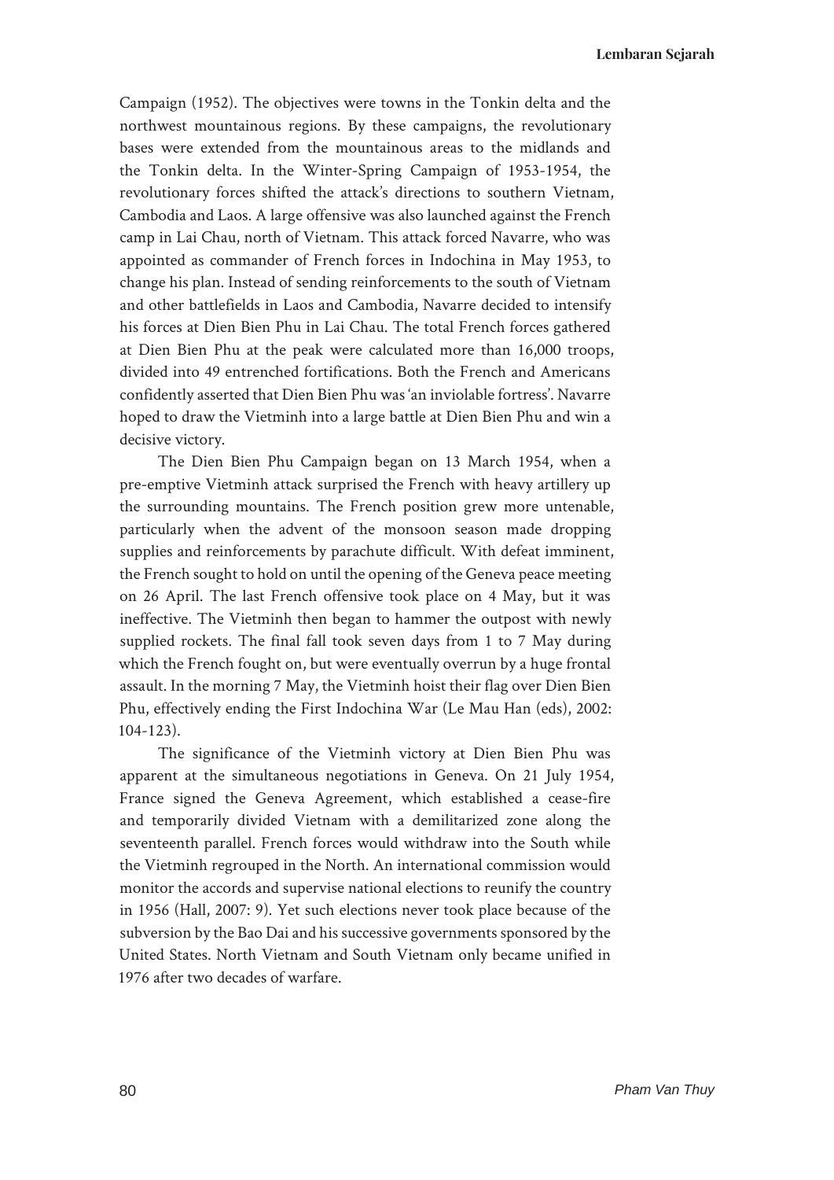Campaign (1952). The objectives were towns in the Tonkin delta and the northwest mountainous regions. By these campaigns, the revolutionary bases were extended from the mountainous areas to the midlands and the Tonkin delta. In the Winter-Spring Campaign of 1953-1954, the revolutionary forces shifted the attack's directions to southern Vietnam, Cambodia and Laos. A large offensive was also launched against the French camp in Lai Chau, north of Vietnam. This attack forced Navarre, who was appointed as commander of French forces in Indochina in May 1953, to change his plan. Instead of sending reinforcements to the south of Vietnam and other battlefields in Laos and Cambodia, Navarre decided to intensify his forces at Dien Bien Phu in Lai Chau. The total French forces gathered at Dien Bien Phu at the peak were calculated more than 16,000 troops, divided into 49 entrenched fortifications. Both the French and Americans confidently asserted that Dien Bien Phu was 'an inviolable fortress'. Navarre hoped to draw the Vietminh into a large battle at Dien Bien Phu and win a decisive victory.

The Dien Bien Phu Campaign began on 13 March 1954, when a pre-emptive Vietminh attack surprised the French with heavy artillery up the surrounding mountains. The French position grew more untenable, particularly when the advent of the monsoon season made dropping supplies and reinforcements by parachute difficult. With defeat imminent, the French sought to hold on until the opening of the Geneva peace meeting on 26 April. The last French offensive took place on 4 May, but it was ineffective. The Vietminh then began to hammer the outpost with newly supplied rockets. The final fall took seven days from 1 to 7 May during which the French fought on, but were eventually overrun by a huge frontal assault. In the morning 7 May, the Vietminh hoist their flag over Dien Bien Phu, effectively ending the First Indochina War (Le Mau Han (eds), 2002: 104-123).

The significance of the Vietminh victory at Dien Bien Phu was apparent at the simultaneous negotiations in Geneva. On 21 July 1954, France signed the Geneva Agreement, which established a cease-fire and temporarily divided Vietnam with a demilitarized zone along the seventeenth parallel. French forces would withdraw into the South while the Vietminh regrouped in the North. An international commission would monitor the accords and supervise national elections to reunify the country in 1956 (Hall, 2007: 9). Yet such elections never took place because of the subversion by the Bao Dai and his successive governments sponsored by the United States. North Vietnam and South Vietnam only became unified in 1976 after two decades of warfare.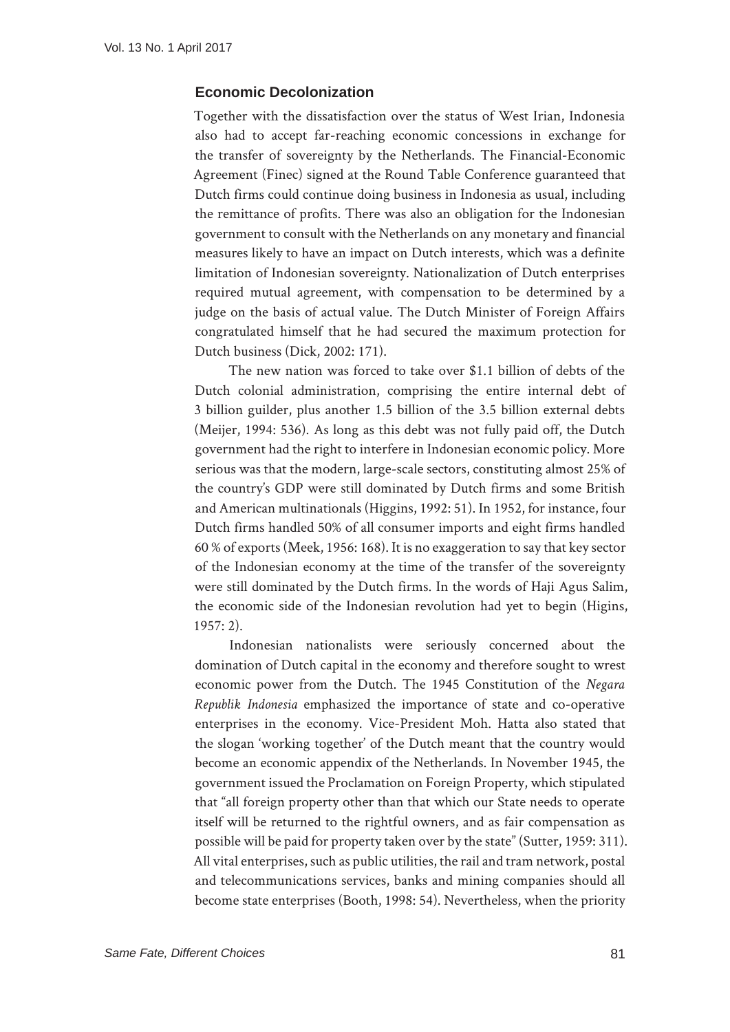## Economic Decolonization

Together with the dissatisfaction over the status of West Irian, Indonesia also had to accept far-reaching economic concessions in exchange for the transfer of sovereignty by the Netherlands. The Financial-Economic Agreement (Finec) signed at the Round Table Conference guaranteed that Dutch firms could continue doing business in Indonesia as usual, including the remittance of profits. There was also an obligation for the Indonesian government to consult with the Netherlands on any monetary and financial measures likely to have an impact on Dutch interests, which was a definite limitation of Indonesian sovereignty. Nationalization of Dutch enterprises required mutual agreement, with compensation to be determined by a judge on the basis of actual value. The Dutch Minister of Foreign Affairs congratulated himself that he had secured the maximum protection for Dutch business (Dick, 2002: 171).

The new nation was forced to take over $1.1 billion of debts of the Dutch colonial administration, comprising the entire internal debt of 3 billion guilder, plus another 1.5 billion of the 3.5 billion external debts (Meijer, 1994: 536). As long as this debt was not fully paid off, the Dutch government had the right to interfere in Indonesian economic policy. More serious was that the modern, large-scale sectors, constituting almost 25% of the country's GDP were still dominated by Dutch firms and some British and American multinationals (Higgins, 1992: 51). In 1952, for instance, four Dutch firms handled 50% of all consumer imports and eight firms handled 60 % of exports (Meek, 1956: 168). It is no exaggeration to say that key sector of the Indonesian economy at the time of the transfer of the sovereignty were still dominated by the Dutch firms. In the words of Haji Agus Salim, the economic side of the Indonesian revolution had yet to begin (Higins, 1957: 2).

Indonesian nationalists were seriously concerned about the domination of Dutch capital in the economy and therefore sought to wrest economic power from the Dutch. The 1945 Constitution of the *Negara Republik Indonesia* emphasized the importance of state and co-operative enterprises in the economy. Vice-President Moh. Hatta also stated that the slogan 'working together' of the Dutch meant that the country would become an economic appendix of the Netherlands. In November 1945, the government issued the Proclamation on Foreign Property, which stipulated that "all foreign property other than that which our State needs to operate itself will be returned to the rightful owners, and as fair compensation as possible will be paid for property taken over by the state" (Sutter, 1959: 311). All vital enterprises, such as public utilities, the rail and tram network, postal and telecommunications services, banks and mining companies should all become state enterprises (Booth, 1998: 54). Nevertheless, when the priority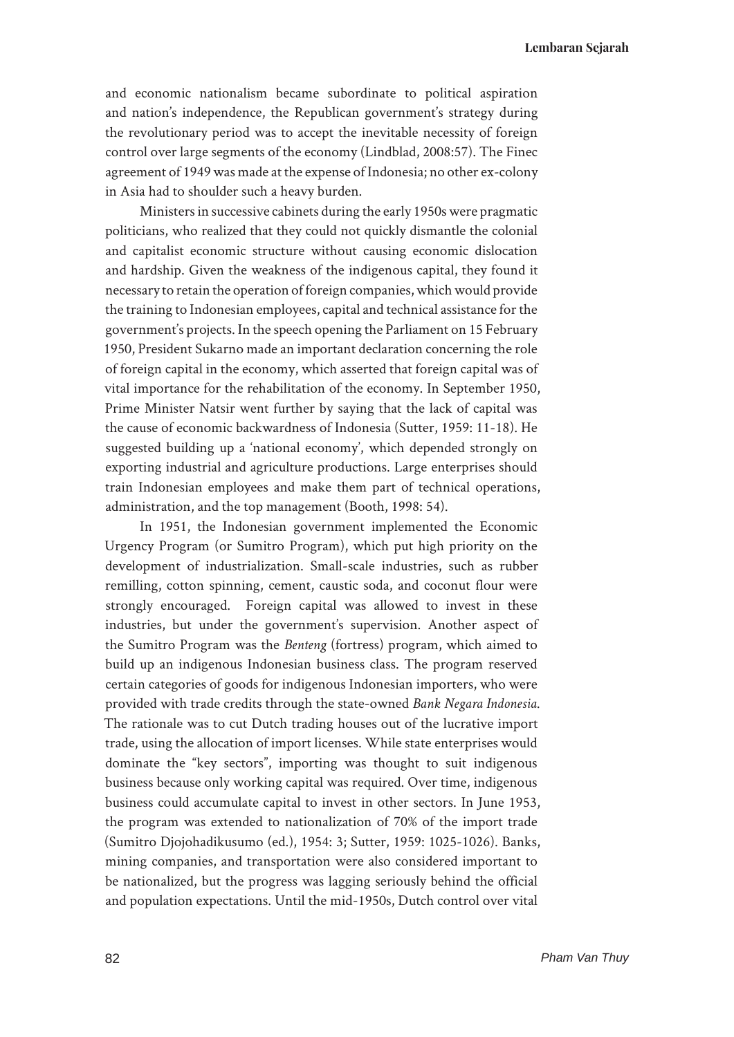and economic nationalism became subordinate to political aspiration and nation's independence, the Republican government's strategy during the revolutionary period was to accept the inevitable necessity of foreign control over large segments of the economy (Lindblad, 2008:57). The Finec agreement of 1949 was made at the expense of Indonesia; no other ex-colony in Asia had to shoulder such a heavy burden.

Ministers in successive cabinets during the early 1950s were pragmatic politicians, who realized that they could not quickly dismantle the colonial and capitalist economic structure without causing economic dislocation and hardship. Given the weakness of the indigenous capital, they found it necessary to retain the operation of foreign companies, which would provide the training to Indonesian employees, capital and technical assistance for the government's projects. In the speech opening the Parliament on 15 February 1950, President Sukarno made an important declaration concerning the role of foreign capital in the economy, which asserted that foreign capital was of vital importance for the rehabilitation of the economy. In September 1950, Prime Minister Natsir went further by saying that the lack of capital was the cause of economic backwardness of Indonesia (Sutter, 1959: 11-18). He suggested building up a 'national economy', which depended strongly on exporting industrial and agriculture productions. Large enterprises should train Indonesian employees and make them part of technical operations, administration, and the top management (Booth, 1998: 54).

In 1951, the Indonesian government implemented the Economic Urgency Program (or Sumitro Program), which put high priority on the development of industrialization. Small-scale industries, such as rubber remilling, cotton spinning, cement, caustic soda, and coconut flour were strongly encouraged. Foreign capital was allowed to invest in these industries, but under the government's supervision. Another aspect of the Sumitro Program was the *Benteng* (fortress) program, which aimed to build up an indigenous Indonesian business class. The program reserved certain categories of goods for indigenous Indonesian importers, who were provided with trade credits through the state-owned *Bank Negara Indonesia*. The rationale was to cut Dutch trading houses out of the lucrative import trade, using the allocation of import licenses. While state enterprises would dominate the "key sectors", importing was thought to suit indigenous business because only working capital was required. Over time, indigenous business could accumulate capital to invest in other sectors. In June 1953, the program was extended to nationalization of 70% of the import trade (Sumitro Djojohadikusumo (ed.), 1954: 3; Sutter, 1959: 1025-1026). Banks, mining companies, and transportation were also considered important to be nationalized, but the progress was lagging seriously behind the official and population expectations. Until the mid-1950s, Dutch control over vital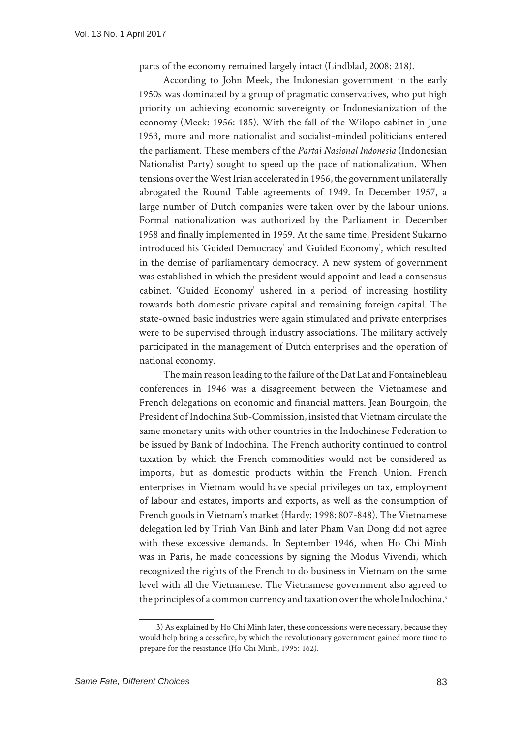parts of the economy remained largely intact (Lindblad, 2008: 218).

According to John Meek, the Indonesian government in the early 1950s was dominated by a group of pragmatic conservatives, who put high priority on achieving economic sovereignty or Indonesianization of the economy (Meek: 1956: 185). With the fall of the Wilopo cabinet in June 1953, more and more nationalist and socialist-minded politicians entered the parliament. These members of the *Partai Nasional Indonesia* (Indonesian Nationalist Party) sought to speed up the pace of nationalization. When tensions over the West Irian accelerated in 1956, the government unilaterally abrogated the Round Table agreements of 1949. In December 1957, a large number of Dutch companies were taken over by the labour unions. Formal nationalization was authorized by the Parliament in December 1958 and finally implemented in 1959. At the same time, President Sukarno introduced his 'Guided Democracy' and 'Guided Economy', which resulted in the demise of parliamentary democracy. A new system of government was established in which the president would appoint and lead a consensus cabinet. 'Guided Economy' ushered in a period of increasing hostility towards both domestic private capital and remaining foreign capital. The state-owned basic industries were again stimulated and private enterprises were to be supervised through industry associations. The military actively participated in the management of Dutch enterprises and the operation of national economy.

The main reason leading to the failure of the Dat Lat and Fontainebleau conferences in 1946 was a disagreement between the Vietnamese and French delegations on economic and financial matters. Jean Bourgoin, the President of Indochina Sub-Commission, insisted that Vietnam circulate the same monetary units with other countries in the Indochinese Federation to be issued by Bank of Indochina. The French authority continued to control taxation by which the French commodities would not be considered as imports, but as domestic products within the French Union. French enterprises in Vietnam would have special privileges on tax, employment of labour and estates, imports and exports, as well as the consumption of French goods in Vietnam's market (Hardy: 1998: 807-848). The Vietnamese delegation led by Trinh Van Binh and later Pham Van Dong did not agree with these excessive demands. In September 1946, when Ho Chi Minh was in Paris, he made concessions by signing the Modus Vivendi, which recognized the rights of the French to do business in Vietnam on the same level with all the Vietnamese. The Vietnamese government also agreed to the principles of a common currency and taxation over the whole Indochina.[3]

---

3) As explained by Ho Chi Minh later, these concessions were necessary, because they would help bring a ceasefire, by which the revolutionary government gained more time to prepare for the resistance (Ho Chi Minh, 1995: 162).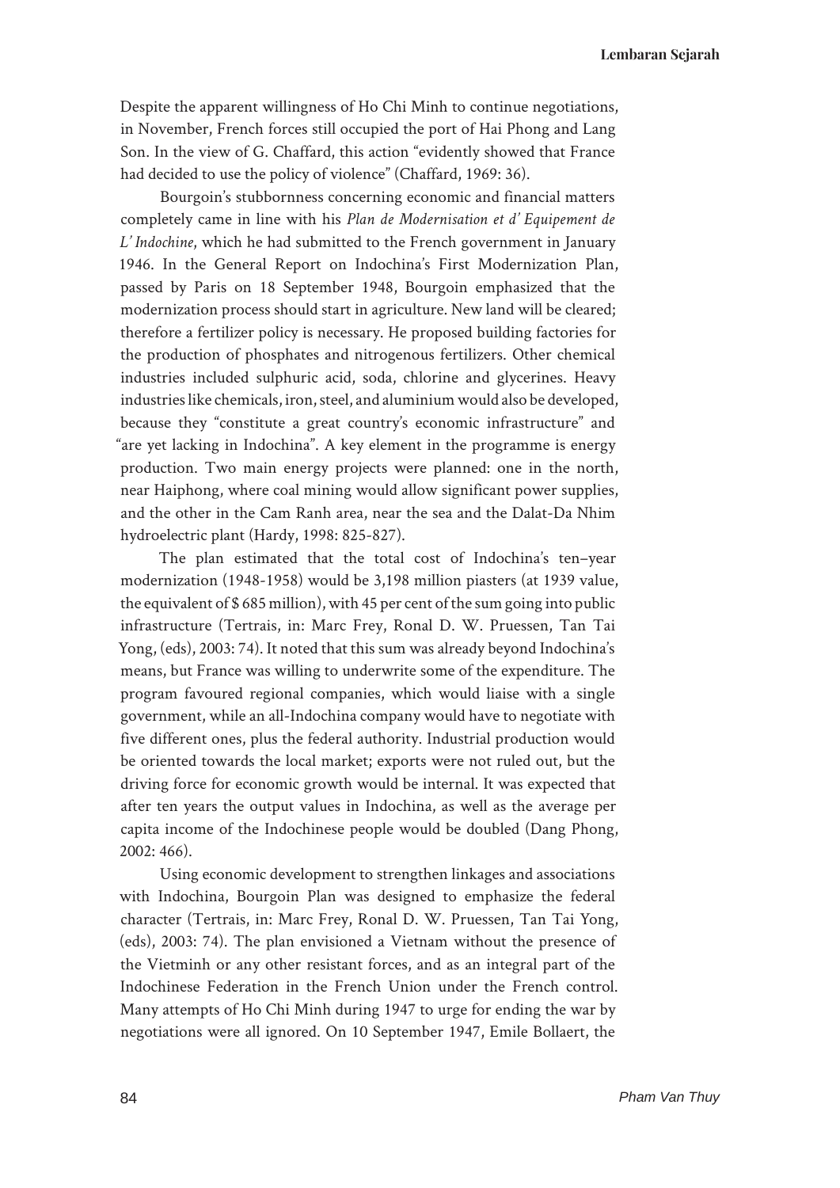Despite the apparent willingness of Ho Chi Minh to continue negotiations, in November, French forces still occupied the port of Hai Phong and Lang Son. In the view of G. Chaffard, this action "evidently showed that France had decided to use the policy of violence" (Chaffard, 1969: 36).

Bourgoin's stubbornness concerning economic and financial matters completely came in line with his *Plan de Modernisation et d' Equipement de L' Indochine*, which he had submitted to the French government in January 1946. In the General Report on Indochina's First Modernization Plan, passed by Paris on 18 September 1948, Bourgoin emphasized that the modernization process should start in agriculture. New land will be cleared; therefore a fertilizer policy is necessary. He proposed building factories for the production of phosphates and nitrogenous fertilizers. Other chemical industries included sulphuric acid, soda, chlorine and glycerines. Heavy industries like chemicals, iron, steel, and aluminium would also be developed, because they "constitute a great country's economic infrastructure" and "are yet lacking in Indochina". A key element in the programme is energy production. Two main energy projects were planned: one in the north, near Haiphong, where coal mining would allow significant power supplies, and the other in the Cam Ranh area, near the sea and the Dalat-Da Nhim hydroelectric plant (Hardy, 1998: 825-827).

The plan estimated that the total cost of Indochina's ten–year modernization (1948-1958) would be 3,198 million piasters (at 1939 value, the equivalent of $ 685 million), with 45 per cent of the sum going into public infrastructure (Tertrais, in: Marc Frey, Ronal D. W. Pruessen, Tan Tai Yong, (eds), 2003: 74). It noted that this sum was already beyond Indochina's means, but France was willing to underwrite some of the expenditure. The program favoured regional companies, which would liaise with a single government, while an all-Indochina company would have to negotiate with five different ones, plus the federal authority. Industrial production would be oriented towards the local market; exports were not ruled out, but the driving force for economic growth would be internal. It was expected that after ten years the output values in Indochina, as well as the average per capita income of the Indochinese people would be doubled (Dang Phong, 2002: 466).

Using economic development to strengthen linkages and associations with Indochina, Bourgoin Plan was designed to emphasize the federal character (Tertrais, in: Marc Frey, Ronal D. W. Pruessen, Tan Tai Yong, (eds), 2003: 74). The plan envisioned a Vietnam without the presence of the Vietminh or any other resistant forces, and as an integral part of the Indochinese Federation in the French Union under the French control. Many attempts of Ho Chi Minh during 1947 to urge for ending the war by negotiations were all ignored. On 10 September 1947, Emile Bollaert, the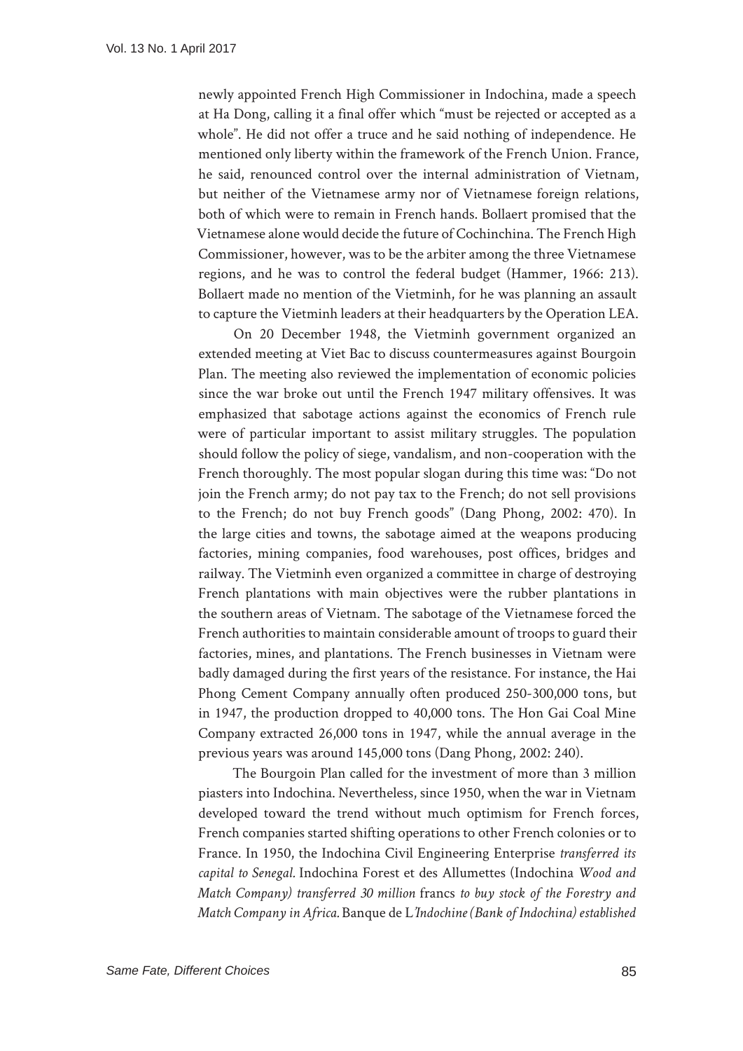newly appointed French High Commissioner in Indochina, made a speech at Ha Dong, calling it a final offer which "must be rejected or accepted as a whole". He did not offer a truce and he said nothing of independence. He mentioned only liberty within the framework of the French Union. France, he said, renounced control over the internal administration of Vietnam, but neither of the Vietnamese army nor of Vietnamese foreign relations, both of which were to remain in French hands. Bollaert promised that the Vietnamese alone would decide the future of Cochinchina. The French High Commissioner, however, was to be the arbiter among the three Vietnamese regions, and he was to control the federal budget (Hammer, 1966: 213). Bollaert made no mention of the Vietminh, for he was planning an assault to capture the Vietminh leaders at their headquarters by the Operation LEA.

On 20 December 1948, the Vietminh government organized an extended meeting at Viet Bac to discuss countermeasures against Bourgoin Plan. The meeting also reviewed the implementation of economic policies since the war broke out until the French 1947 military offensives. It was emphasized that sabotage actions against the economics of French rule were of particular important to assist military struggles. The population should follow the policy of siege, vandalism, and non-cooperation with the French thoroughly. The most popular slogan during this time was: "Do not join the French army; do not pay tax to the French; do not sell provisions to the French; do not buy French goods" (Dang Phong, 2002: 470). In the large cities and towns, the sabotage aimed at the weapons producing factories, mining companies, food warehouses, post offices, bridges and railway. The Vietminh even organized a committee in charge of destroying French plantations with main objectives were the rubber plantations in the southern areas of Vietnam. The sabotage of the Vietnamese forced the French authorities to maintain considerable amount of troops to guard their factories, mines, and plantations. The French businesses in Vietnam were badly damaged during the first years of the resistance. For instance, the Hai Phong Cement Company annually often produced 250-300,000 tons, but in 1947, the production dropped to 40,000 tons. The Hon Gai Coal Mine Company extracted 26,000 tons in 1947, while the annual average in the previous years was around 145,000 tons (Dang Phong, 2002: 240).

The Bourgoin Plan called for the investment of more than 3 million piasters into Indochina. Nevertheless, since 1950, when the war in Vietnam developed toward the trend without much optimism for French forces, French companies started shifting operations to other French colonies or to France. In 1950, the Indochina Civil Engineering Enterprise *transferred its capital to Senegal.* Indochina Forest et des Allumettes (Indochina *Wood and Match Company) transferred 30 million* francs *to buy stock of the Forestry and Match Company in Africa.* Banque de L'*Indochine (Bank of Indochina) established*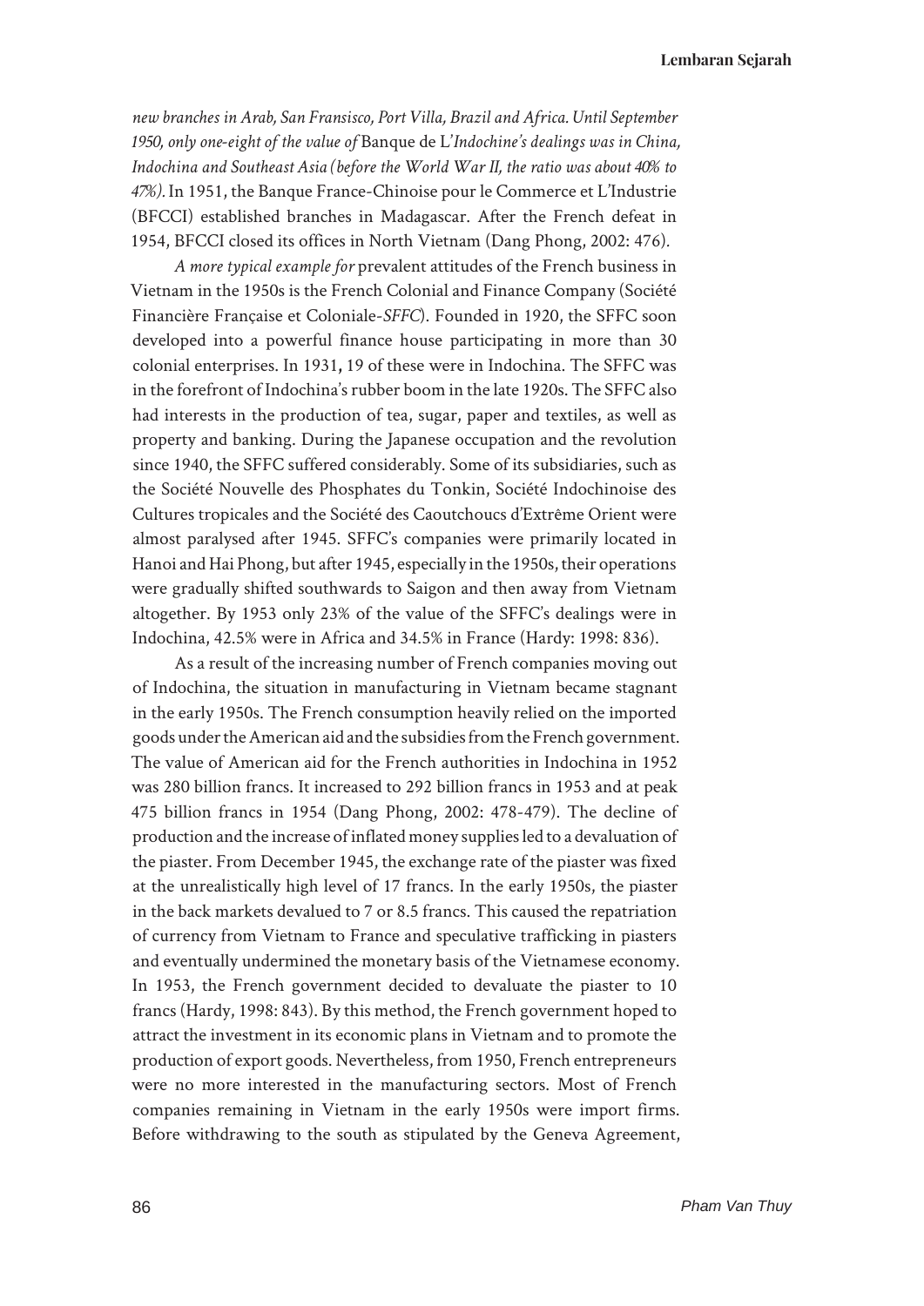*new branches in Arab, San Fransisco, Port Villa, Brazil and Africa. Until September 1950, only one-eight of the value of* Banque de L'*Indochine's dealings was in China, Indochina and Southeast Asia (before the World War II, the ratio was about 40% to 47%).* In 1951, the Banque France-Chinoise pour le Commerce et L'Industrie (BFCCI) established branches in Madagascar. After the French defeat in 1954, BFCCI closed its offices in North Vietnam (Dang Phong, 2002: 476).

*A more typical example for* prevalent attitudes of the French business in Vietnam in the 1950s is the French Colonial and Finance Company (Société Financière Française et Coloniale-*SFFC*). Founded in 1920, the SFFC soon developed into a powerful finance house participating in more than 30 colonial enterprises. In 1931, 19 of these were in Indochina. The SFFC was in the forefront of Indochina's rubber boom in the late 1920s. The SFFC also had interests in the production of tea, sugar, paper and textiles, as well as property and banking. During the Japanese occupation and the revolution since 1940, the SFFC suffered considerably. Some of its subsidiaries, such as the Société Nouvelle des Phosphates du Tonkin, Société Indochinoise des Cultures tropicales and the Société des Caoutchoucs d'Extrême Orient were almost paralysed after 1945. SFFC's companies were primarily located in Hanoi and Hai Phong, but after 1945, especially in the 1950s, their operations were gradually shifted southwards to Saigon and then away from Vietnam altogether. By 1953 only 23% of the value of the SFFC's dealings were in Indochina, 42.5% were in Africa and 34.5% in France (Hardy: 1998: 836).

As a result of the increasing number of French companies moving out of Indochina, the situation in manufacturing in Vietnam became stagnant in the early 1950s. The French consumption heavily relied on the imported goods under the American aid and the subsidies from the French government. The value of American aid for the French authorities in Indochina in 1952 was 280 billion francs. It increased to 292 billion francs in 1953 and at peak 475 billion francs in 1954 (Dang Phong, 2002: 478-479). The decline of production and the increase of inflated money supplies led to a devaluation of the piaster. From December 1945, the exchange rate of the piaster was fixed at the unrealistically high level of 17 francs. In the early 1950s, the piaster in the back markets devalued to 7 or 8.5 francs. This caused the repatriation of currency from Vietnam to France and speculative trafficking in piasters and eventually undermined the monetary basis of the Vietnamese economy. In 1953, the French government decided to devaluate the piaster to 10 francs (Hardy, 1998: 843). By this method, the French government hoped to attract the investment in its economic plans in Vietnam and to promote the production of export goods. Nevertheless, from 1950, French entrepreneurs were no more interested in the manufacturing sectors. Most of French companies remaining in Vietnam in the early 1950s were import firms. Before withdrawing to the south as stipulated by the Geneva Agreement,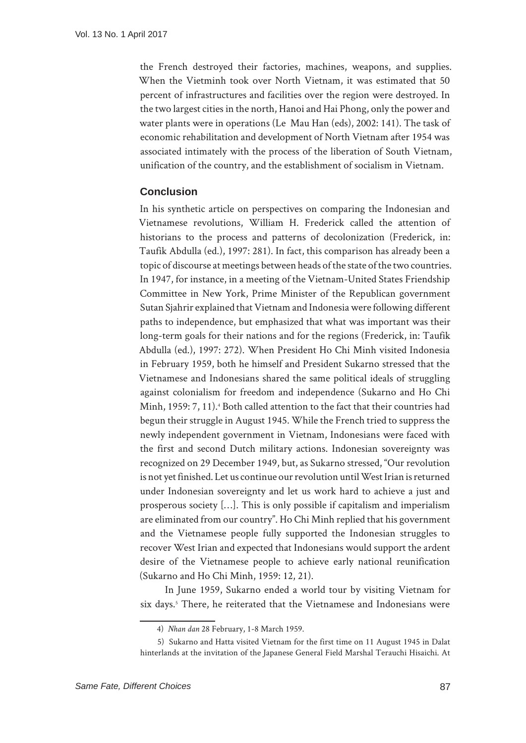the French destroyed their factories, machines, weapons, and supplies. When the Vietminh took over North Vietnam, it was estimated that 50 percent of infrastructures and facilities over the region were destroyed. In the two largest cities in the north, Hanoi and Hai Phong, only the power and water plants were in operations (Le Mau Han (eds), 2002: 141). The task of economic rehabilitation and development of North Vietnam after 1954 was associated intimately with the process of the liberation of South Vietnam, unification of the country, and the establishment of socialism in Vietnam.

## Conclusion

In his synthetic article on perspectives on comparing the Indonesian and Vietnamese revolutions, William H. Frederick called the attention of historians to the process and patterns of decolonization (Frederick, in: Taufik Abdulla (ed.), 1997: 281). In fact, this comparison has already been a topic of discourse at meetings between heads of the state of the two countries. In 1947, for instance, in a meeting of the Vietnam-United States Friendship Committee in New York, Prime Minister of the Republican government Sutan Sjahrir explained that Vietnam and Indonesia were following different paths to independence, but emphasized that what was important was their long-term goals for their nations and for the regions (Frederick, in: Taufik Abdulla (ed.), 1997: 272). When President Ho Chi Minh visited Indonesia in February 1959, both he himself and President Sukarno stressed that the Vietnamese and Indonesians shared the same political ideals of struggling against colonialism for freedom and independence (Sukarno and Ho Chi Minh, 1959: 7, 11).[4] Both called attention to the fact that their countries had begun their struggle in August 1945. While the French tried to suppress the newly independent government in Vietnam, Indonesians were faced with the first and second Dutch military actions. Indonesian sovereignty was recognized on 29 December 1949, but, as Sukarno stressed, "Our revolution is not yet finished. Let us continue our revolution until West Irian is returned under Indonesian sovereignty and let us work hard to achieve a just and prosperous society [...]. This is only possible if capitalism and imperialism are eliminated from our country". Ho Chi Minh replied that his government and the Vietnamese people fully supported the Indonesian struggles to recover West Irian and expected that Indonesians would support the ardent desire of the Vietnamese people to achieve early national reunification (Sukarno and Ho Chi Minh, 1959: 12, 21).

In June 1959, Sukarno ended a world tour by visiting Vietnam for six days.[5] There, he reiterated that the Vietnamese and Indonesians were

---

4) *Nhan dan* 28 February, 1-8 March 1959.

5) Sukarno and Hatta visited Vietnam for the first time on 11 August 1945 in Dalat hinterlands at the invitation of the Japanese General Field Marshal Terauchi Hisaichi. At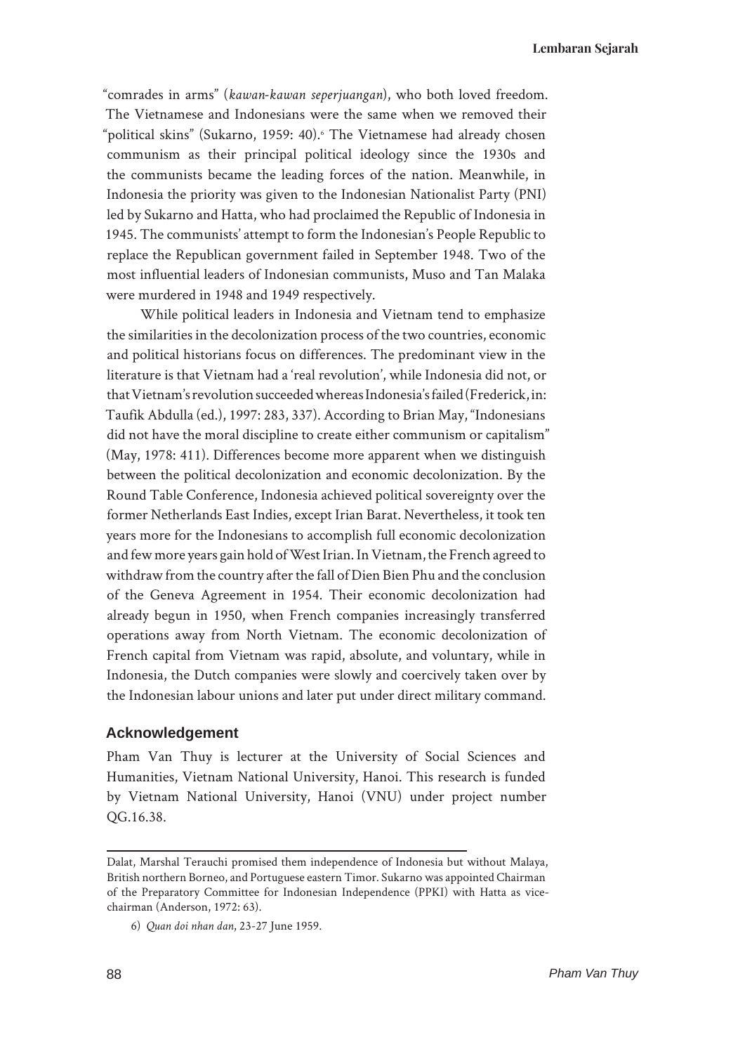"comrades in arms" (*kawan-kawan seperjuangan*), who both loved freedom. The Vietnamese and Indonesians were the same when we removed their "political skins" (Sukarno, 1959: 40).[6] The Vietnamese had already chosen communism as their principal political ideology since the 1930s and the communists became the leading forces of the nation. Meanwhile, in Indonesia the priority was given to the Indonesian Nationalist Party (PNI) led by Sukarno and Hatta, who had proclaimed the Republic of Indonesia in 1945. The communists' attempt to form the Indonesian's People Republic to replace the Republican government failed in September 1948. Two of the most influential leaders of Indonesian communists, Muso and Tan Malaka were murdered in 1948 and 1949 respectively.

While political leaders in Indonesia and Vietnam tend to emphasize the similarities in the decolonization process of the two countries, economic and political historians focus on differences. The predominant view in the literature is that Vietnam had a 'real revolution', while Indonesia did not, or that Vietnam's revolution succeeded whereas Indonesia's failed (Frederick, in: Taufik Abdulla (ed.), 1997: 283, 337). According to Brian May, "Indonesians did not have the moral discipline to create either communism or capitalism" (May, 1978: 411). Differences become more apparent when we distinguish between the political decolonization and economic decolonization. By the Round Table Conference, Indonesia achieved political sovereignty over the former Netherlands East Indies, except Irian Barat. Nevertheless, it took ten years more for the Indonesians to accomplish full economic decolonization and few more years gain hold of West Irian. In Vietnam, the French agreed to withdraw from the country after the fall of Dien Bien Phu and the conclusion of the Geneva Agreement in 1954. Their economic decolonization had already begun in 1950, when French companies increasingly transferred operations away from North Vietnam. The economic decolonization of French capital from Vietnam was rapid, absolute, and voluntary, while in Indonesia, the Dutch companies were slowly and coercively taken over by the Indonesian labour unions and later put under direct military command.

## Acknowledgement

Pham Van Thuy is lecturer at the University of Social Sciences and Humanities, Vietnam National University, Hanoi. This research is funded by Vietnam National University, Hanoi (VNU) under project number QG.16.38.

---

Dalat, Marshal Terauchi promised them independence of Indonesia but without Malaya, British northern Borneo, and Portuguese eastern Timor. Sukarno was appointed Chairman of the Preparatory Committee for Indonesian Independence (PPKI) with Hatta as vice-chairman (Anderson, 1972: 63).

6) *Quan doi nhan dan*, 23-27 June 1959.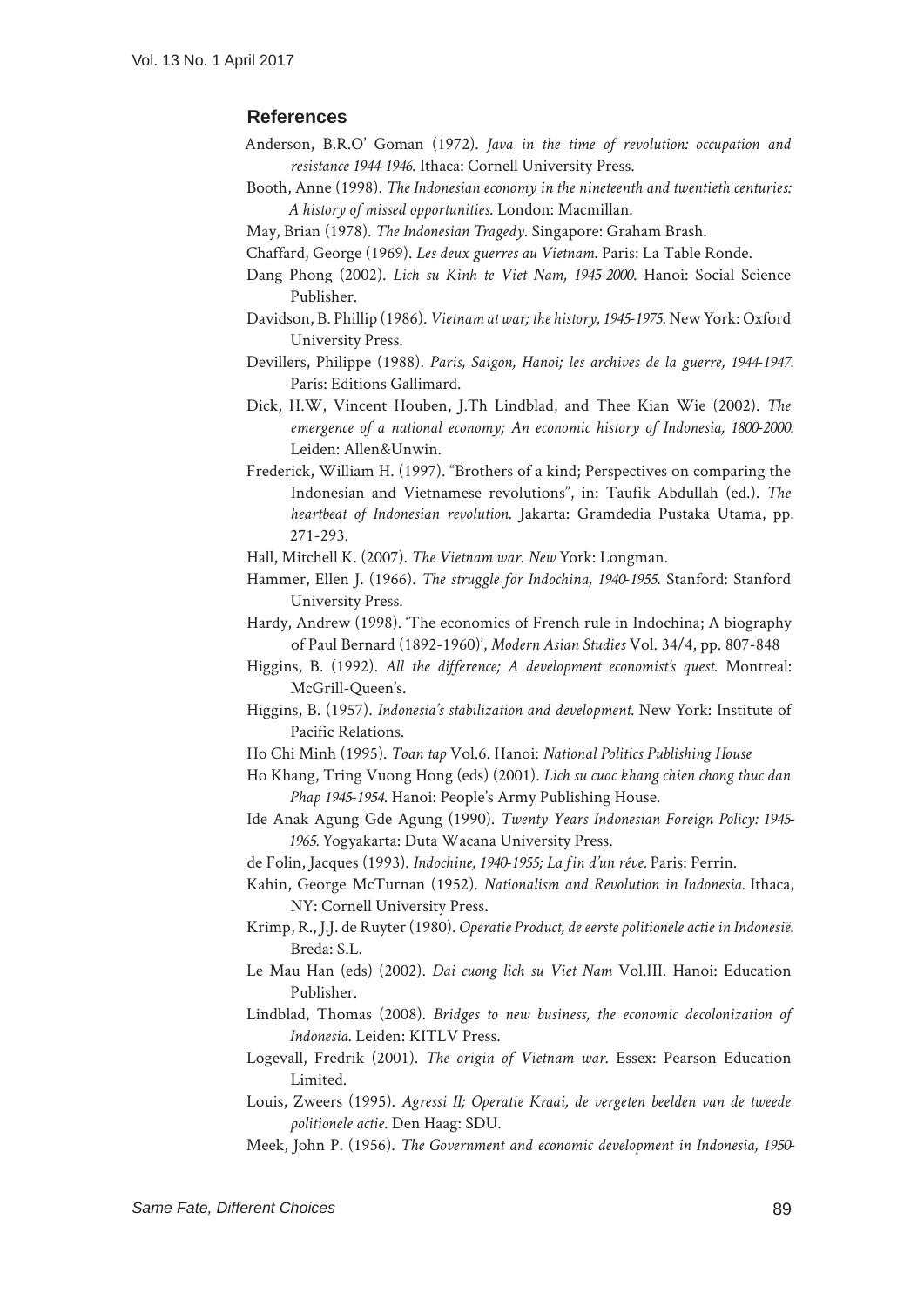## References

Anderson, B.R.O' Goman (1972). *Java in the time of revolution: occupation and resistance 1944-1946*. Ithaca: Cornell University Press.

Booth, Anne (1998). *The Indonesian economy in the nineteenth and twentieth centuries: A history of missed opportunities*. London: Macmillan.

May, Brian (1978). *The Indonesian Tragedy*. Singapore: Graham Brash.

Chaffard, George (1969). *Les deux guerres au Vietnam*. Paris: La Table Ronde.

Dang Phong (2002). *Lich su Kinh te Viet Nam, 1945-2000*. Hanoi: Social Science Publisher.

Davidson, B. Phillip (1986). *Vietnam at war; the history, 1945-1975*. New York: Oxford University Press.

Devillers, Philippe (1988). *Paris, Saigon, Hanoi; les archives de la guerre, 1944-1947*. Paris: Editions Gallimard.

Dick, H.W, Vincent Houben, J.Th Lindblad, and Thee Kian Wie (2002). *The emergence of a national economy; An economic history of Indonesia, 1800-2000*. Leiden: Allen&Unwin.

Frederick, William H. (1997). "Brothers of a kind; Perspectives on comparing the Indonesian and Vietnamese revolutions", in: Taufik Abdullah (ed.). *The heartbeat of Indonesian revolution*. Jakarta: Gramdedia Pustaka Utama, pp. 271-293.

Hall, Mitchell K. (2007). *The Vietnam war*. *New* York: Longman.

Hammer, Ellen J. (1966). *The struggle for Indochina, 1940-1955*. Stanford: Stanford University Press.

Hardy, Andrew (1998). 'The economics of French rule in Indochina; A biography of Paul Bernard (1892-1960)', *Modern Asian Studies* Vol. 34/4, pp. 807-848

Higgins, B. (1992). *All the difference; A development economist's quest*. Montreal: McGrill-Queen's.

Higgins, B. (1957). *Indonesia's stabilization and development*. New York: Institute of Pacific Relations.

Ho Chi Minh (1995). *Toan tap* Vol.6. Hanoi: *National Politics Publishing House*

Ho Khang, Tring Vuong Hong (eds) (2001). *Lich su cuoc khang chien chong thuc dan Phap 1945-1954*. Hanoi: People's Army Publishing House.

Ide Anak Agung Gde Agung (1990). *Twenty Years Indonesian Foreign Policy: 1945-1965*. Yogyakarta: Duta Wacana University Press.

de Folin, Jacques (1993). *Indochine, 1940-1955; La fin d'un rêve*. Paris: Perrin.

Kahin, George McTurnan (1952). *Nationalism and Revolution in Indonesia*. Ithaca, NY: Cornell University Press.

Krimp, R., J.J. de Ruyter (1980). *Operatie Product, de eerste politionele actie in Indonesië*. Breda: S.L.

Le Mau Han (eds) (2002). *Dai cuong lich su Viet Nam* Vol.III. Hanoi: Education Publisher.

Lindblad, Thomas (2008). *Bridges to new business, the economic decolonization of Indonesia*. Leiden: KITLV Press.

Logevall, Fredrik (2001). *The origin of Vietnam war*. Essex: Pearson Education Limited.

Louis, Zweers (1995). *Agressi II; Operatie Kraai, de vergeten beelden van de tweede politionele actie*. Den Haag: SDU.

Meek, John P. (1956). *The Government and economic development in Indonesia, 1950-*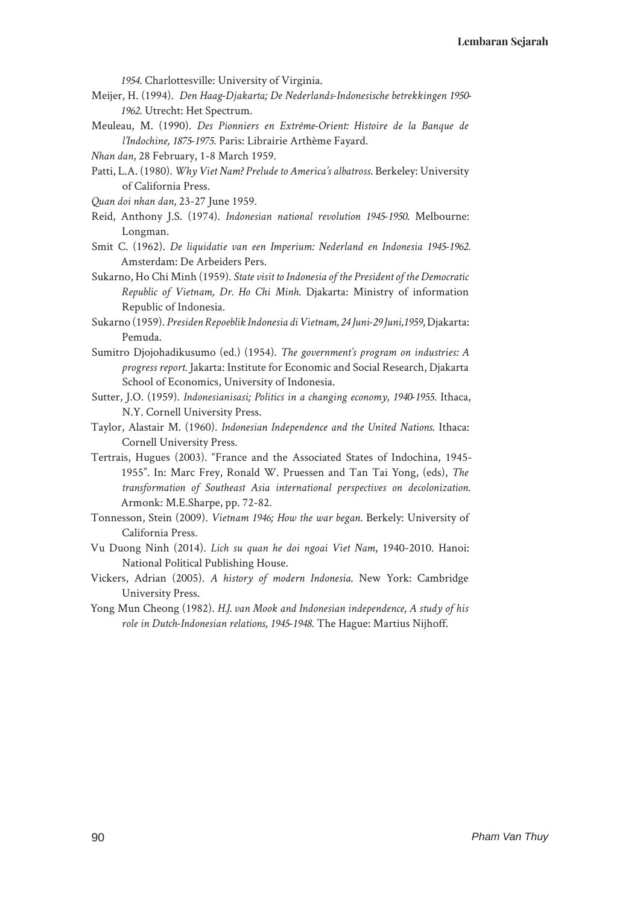*1954*. Charlottesville: University of Virginia.

Meijer, H. (1994). *Den Haag-Djakarta; De Nederlands-Indonesische betrekkingen 1950-1962*. Utrecht: Het Spectrum.

Meuleau, M. (1990). *Des Pionniers en Extrême-Orient: Histoire de la Banque de l'Indochine, 1875-1975*. Paris: Librairie Arthème Fayard.

*Nhan dan*, 28 February, 1-8 March 1959.

Patti, L.A. (1980). *Why Viet Nam? Prelude to America's albatross*. Berkeley: University of California Press.

*Quan doi nhan dan*, 23-27 June 1959.

Reid, Anthony J.S. (1974). *Indonesian national revolution 1945-1950*. Melbourne: Longman.

Smit C. (1962). *De liquidatie van een Imperium: Nederland en Indonesia 1945-1962*. Amsterdam: De Arbeiders Pers.

Sukarno, Ho Chi Minh (1959). *State visit to Indonesia of the President of the Democratic Republic of Vietnam, Dr. Ho Chi Minh*. Djakarta: Ministry of information Republic of Indonesia.

Sukarno (1959). *Presiden Repoeblik Indonesia di Vietnam, 24 Juni-29 Juni,1959*, Djakarta: Pemuda.

Sumitro Djojohadikusumo (ed.) (1954). *The government's program on industries: A progress report*. Jakarta: Institute for Economic and Social Research, Djakarta School of Economics, University of Indonesia.

Sutter, J.O. (1959). *Indonesianisasi; Politics in a changing economy, 1940-1955*. Ithaca, N.Y. Cornell University Press.

Taylor, Alastair M. (1960). *Indonesian Independence and the United Nations*. Ithaca: Cornell University Press.

Tertrais, Hugues (2003). "France and the Associated States of Indochina, 1945-1955". In: Marc Frey, Ronald W. Pruessen and Tan Tai Yong, (eds), *The transformation of Southeast Asia international perspectives on decolonization*. Armonk: M.E.Sharpe, pp. 72-82.

Tonnesson, Stein (2009). *Vietnam 1946; How the war began*. Berkely: University of California Press.

Vu Duong Ninh (2014). *Lich su quan he doi ngoai Viet Nam*, 1940-2010. Hanoi: National Political Publishing House.

Vickers, Adrian (2005). *A history of modern Indonesia*. New York: Cambridge University Press.

Yong Mun Cheong (1982). *H.J. van Mook and Indonesian independence, A study of his role in Dutch-Indonesian relations, 1945-1948*. The Hague: Martius Nijhoff.